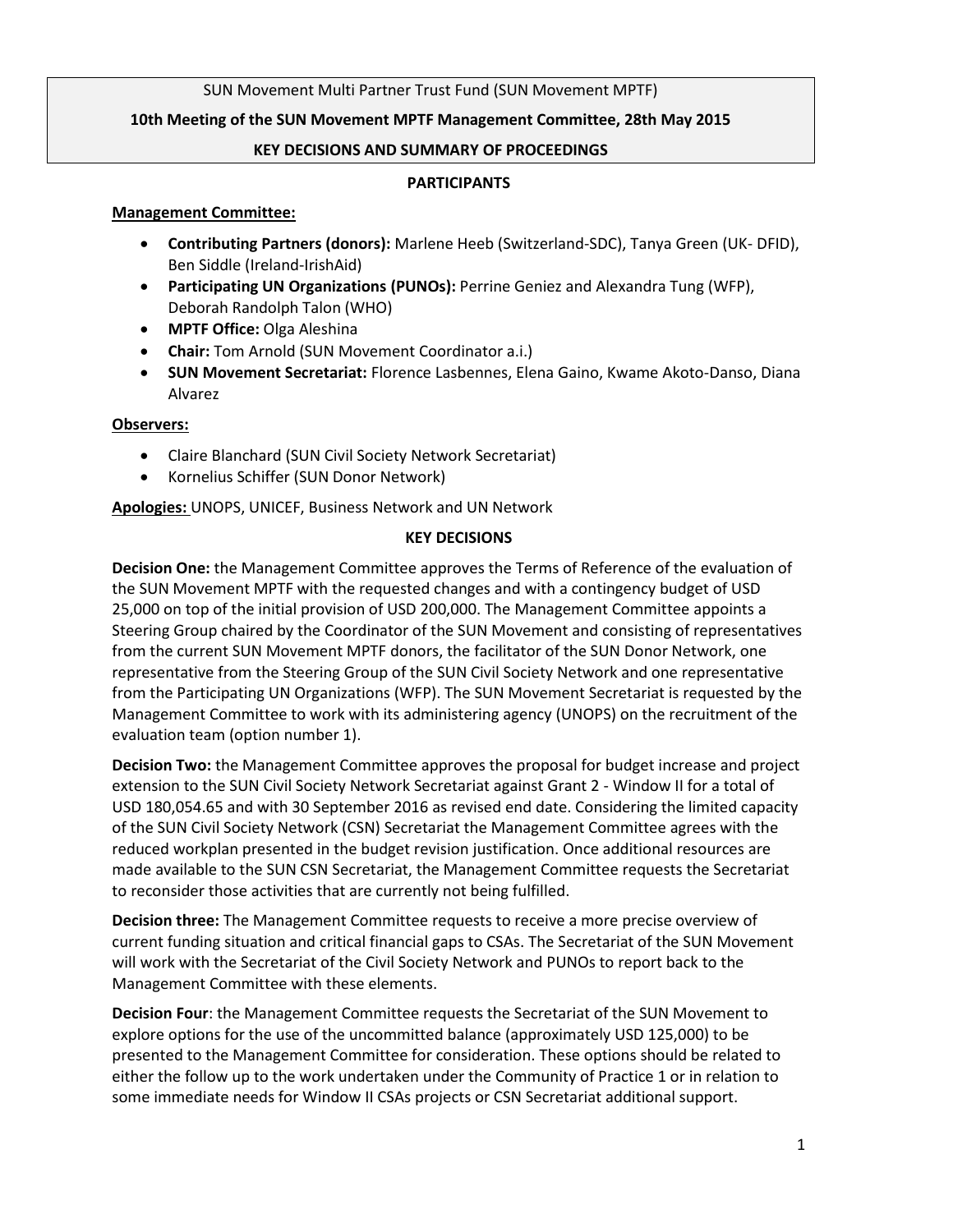SUN Movement Multi Partner Trust Fund (SUN Movement MPTF)

**10th Meeting of the SUN Movement MPTF Management Committee, 28th May 2015**

**KEY DECISIONS AND SUMMARY OF PROCEEDINGS**

**PARTICIPANTS**

**Management Committee:**

- **Contributing Partners (donors):** Marlene Heeb (Switzerland-SDC), Tanya Green (UK- DFID), Ben Siddle (Ireland-IrishAid)
- **Participating UN Organizations (PUNOs):** Perrine Geniez and Alexandra Tung (WFP), Deborah Randolph Talon (WHO)
- **MPTF Office:** Olga Aleshina
- **Chair:** Tom Arnold (SUN Movement Coordinator a.i.)
- **SUN Movement Secretariat:** Florence Lasbennes, Elena Gaino, Kwame Akoto-Danso, Diana Alvarez

**Observers:**

- Claire Blanchard (SUN Civil Society Network Secretariat)
- Kornelius Schiffer (SUN Donor Network)

**Apologies:** UNOPS, UNICEF, Business Network and UN Network

**KEY DECISIONS**

**Decision One:** the Management Committee approves the Terms of Reference of the evaluation of the SUN Movement MPTF with the requested changes and with a contingency budget of USD 25,000 on top of the initial provision of USD 200,000. The Management Committee appoints a Steering Group chaired by the Coordinator of the SUN Movement and consisting of representatives from the current SUN Movement MPTF donors, the facilitator of the SUN Donor Network, one representative from the Steering Group of the SUN Civil Society Network and one representative from the Participating UN Organizations (WFP). The SUN Movement Secretariat is requested by the Management Committee to work with its administering agency (UNOPS) on the recruitment of the evaluation team (option number 1).

**Decision Two:** the Management Committee approves the proposal for budget increase and project extension to the SUN Civil Society Network Secretariat against Grant 2 - Window II for a total of USD 180,054.65 and with 30 September 2016 as revised end date. Considering the limited capacity of the SUN Civil Society Network (CSN) Secretariat the Management Committee agrees with the reduced workplan presented in the budget revision justification. Once additional resources are made available to the SUN CSN Secretariat, the Management Committee requests the Secretariat to reconsider those activities that are currently not being fulfilled.

**Decision three:** The Management Committee requests to receive a more precise overview of current funding situation and critical financial gaps to CSAs. The Secretariat of the SUN Movement will work with the Secretariat of the Civil Society Network and PUNOs to report back to the Management Committee with these elements.

**Decision Four**: the Management Committee requests the Secretariat of the SUN Movement to explore options for the use of the uncommitted balance (approximately USD 125,000) to be presented to the Management Committee for consideration. These options should be related to either the follow up to the work undertaken under the Community of Practice 1 or in relation to some immediate needs for Window II CSAs projects or CSN Secretariat additional support.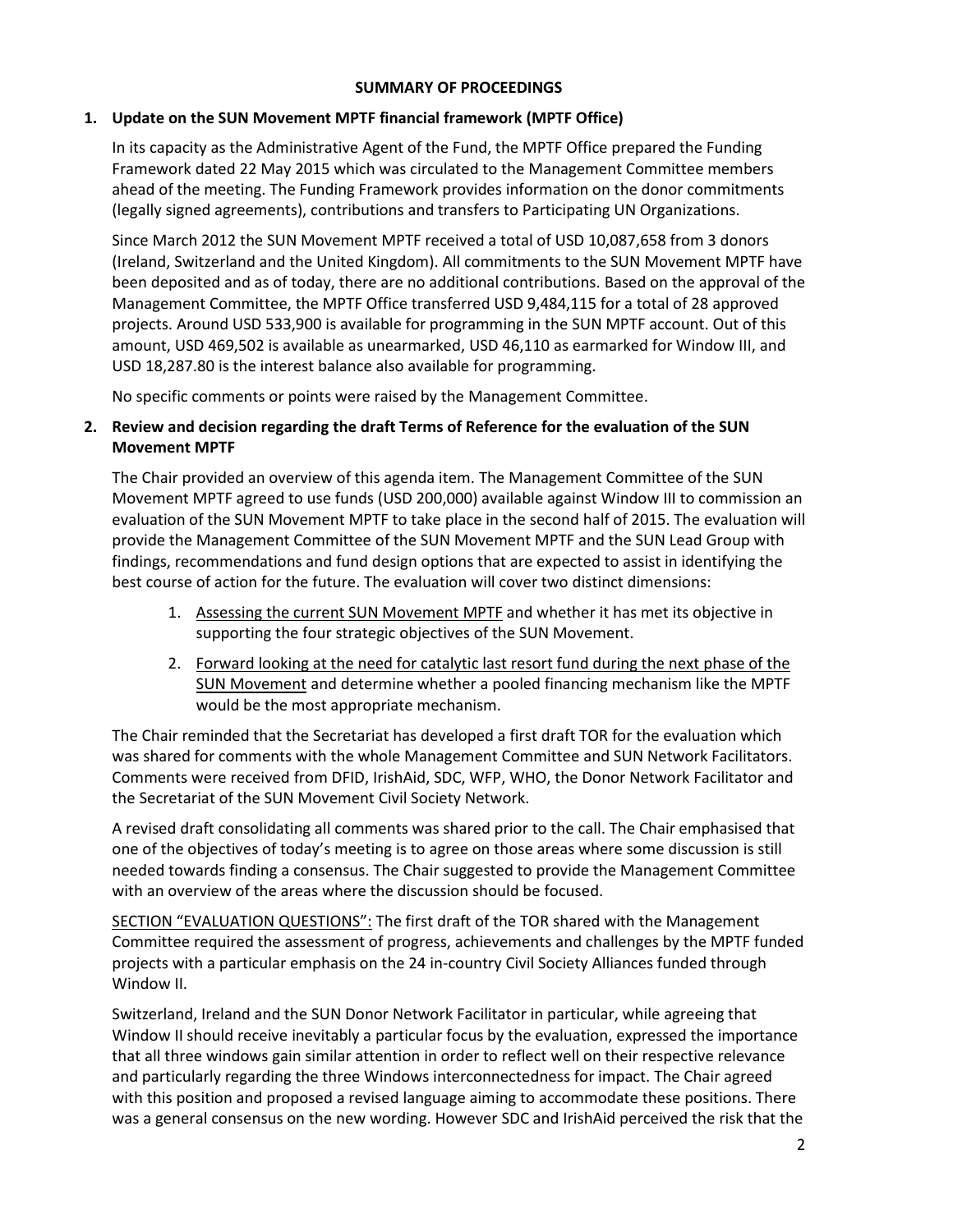**SUMMARY OF PROCEEDINGS**

**1. Update on the SUN Movement MPTF financial framework (MPTF Office)**

In its capacity as the Administrative Agent of the Fund, the MPTF Office prepared the Funding Framework dated 22 May 2015 which was circulated to the Management Committee members ahead of the meeting. The Funding Framework provides information on the donor commitments (legally signed agreements), contributions and transfers to Participating UN Organizations.

Since March 2012 the SUN Movement MPTF received a total of USD 10,087,658 from 3 donors (Ireland, Switzerland and the United Kingdom). All commitments to the SUN Movement MPTF have been deposited and as of today, there are no additional contributions. Based on the approval of the Management Committee, the MPTF Office transferred USD 9,484,115 for a total of 28 approved projects. Around USD 533,900 is available for programming in the SUN MPTF account. Out of this amount, USD 469,502 is available as unearmarked, USD 46,110 as earmarked for Window III, and USD 18,287.80 is the interest balance also available for programming.

No specific comments or points were raised by the Management Committee.

**2. Review and decision regarding the draft Terms of Reference for the evaluation of the SUN Movement MPTF**

The Chair provided an overview of this agenda item. The Management Committee of the SUN Movement MPTF agreed to use funds (USD 200,000) available against Window III to commission an evaluation of the SUN Movement MPTF to take place in the second half of 2015. The evaluation will provide the Management Committee of the SUN Movement MPTF and the SUN Lead Group with findings, recommendations and fund design options that are expected to assist in identifying the best course of action for the future. The evaluation will cover two distinct dimensions:

1. Assessing the current SUN Movement MPTF and whether it has met its objective in supporting the four strategic objectives of the SUN Movement.
2. Forward looking at the need for catalytic last resort fund during the next phase of the SUN Movement and determine whether a pooled financing mechanism like the MPTF would be the most appropriate mechanism.

The Chair reminded that the Secretariat has developed a first draft TOR for the evaluation which was shared for comments with the whole Management Committee and SUN Network Facilitators. Comments were received from DFID, IrishAid, SDC, WFP, WHO, the Donor Network Facilitator and the Secretariat of the SUN Movement Civil Society Network.

A revised draft consolidating all comments was shared prior to the call. The Chair emphasised that one of the objectives of today's meeting is to agree on those areas where some discussion is still needed towards finding a consensus. The Chair suggested to provide the Management Committee with an overview of the areas where the discussion should be focused.

SECTION "EVALUATION QUESTIONS": The first draft of the TOR shared with the Management Committee required the assessment of progress, achievements and challenges by the MPTF funded projects with a particular emphasis on the 24 in-country Civil Society Alliances funded through Window II.

Switzerland, Ireland and the SUN Donor Network Facilitator in particular, while agreeing that Window II should receive inevitably a particular focus by the evaluation, expressed the importance that all three windows gain similar attention in order to reflect well on their respective relevance and particularly regarding the three Windows interconnectedness for impact. The Chair agreed with this position and proposed a revised language aiming to accommodate these positions. There was a general consensus on the new wording. However SDC and IrishAid perceived the risk that the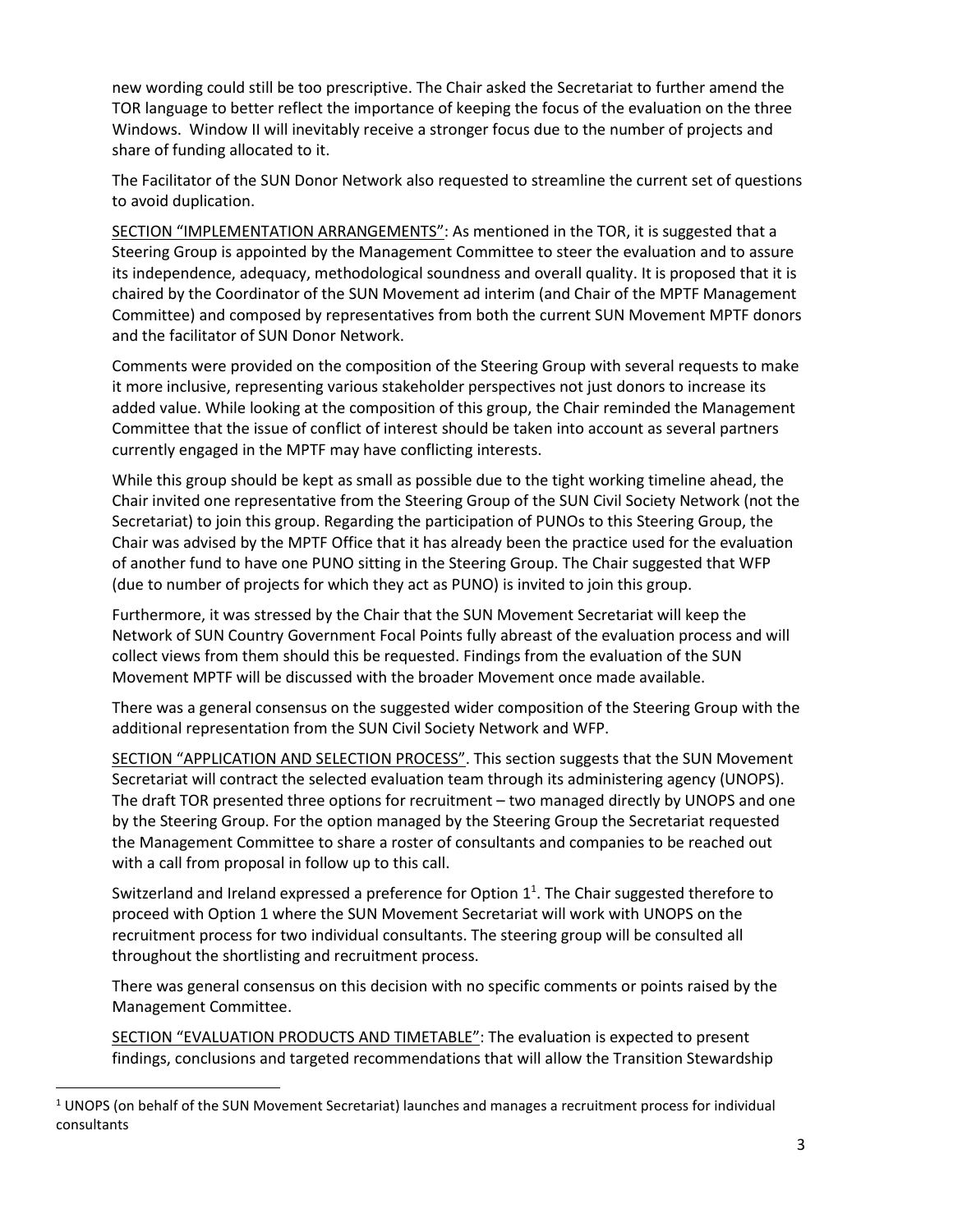new wording could still be too prescriptive. The Chair asked the Secretariat to further amend the TOR language to better reflect the importance of keeping the focus of the evaluation on the three Windows. Window II will inevitably receive a stronger focus due to the number of projects and share of funding allocated to it.

The Facilitator of the SUN Donor Network also requested to streamline the current set of questions to avoid duplication.

<u>SECTION "IMPLEMENTATION ARRANGEMENTS"</u>: As mentioned in the TOR, it is suggested that a Steering Group is appointed by the Management Committee to steer the evaluation and to assure its independence, adequacy, methodological soundness and overall quality. It is proposed that it is chaired by the Coordinator of the SUN Movement ad interim (and Chair of the MPTF Management Committee) and composed by representatives from both the current SUN Movement MPTF donors and the facilitator of SUN Donor Network.

Comments were provided on the composition of the Steering Group with several requests to make it more inclusive, representing various stakeholder perspectives not just donors to increase its added value. While looking at the composition of this group, the Chair reminded the Management Committee that the issue of conflict of interest should be taken into account as several partners currently engaged in the MPTF may have conflicting interests.

While this group should be kept as small as possible due to the tight working timeline ahead, the Chair invited one representative from the Steering Group of the SUN Civil Society Network (not the Secretariat) to join this group. Regarding the participation of PUNOs to this Steering Group, the Chair was advised by the MPTF Office that it has already been the practice used for the evaluation of another fund to have one PUNO sitting in the Steering Group. The Chair suggested that WFP (due to number of projects for which they act as PUNO) is invited to join this group.

Furthermore, it was stressed by the Chair that the SUN Movement Secretariat will keep the Network of SUN Country Government Focal Points fully abreast of the evaluation process and will collect views from them should this be requested. Findings from the evaluation of the SUN Movement MPTF will be discussed with the broader Movement once made available.

There was a general consensus on the suggested wider composition of the Steering Group with the additional representation from the SUN Civil Society Network and WFP.

<u>SECTION "APPLICATION AND SELECTION PROCESS"</u>. This section suggests that the SUN Movement Secretariat will contract the selected evaluation team through its administering agency (UNOPS). The draft TOR presented three options for recruitment – two managed directly by UNOPS and one by the Steering Group. For the option managed by the Steering Group the Secretariat requested the Management Committee to share a roster of consultants and companies to be reached out with a call from proposal in follow up to this call.

Switzerland and Ireland expressed a preference for Option 1[1]. The Chair suggested therefore to proceed with Option 1 where the SUN Movement Secretariat will work with UNOPS on the recruitment process for two individual consultants. The steering group will be consulted all throughout the shortlisting and recruitment process.

There was general consensus on this decision with no specific comments or points raised by the Management Committee.

<u>SECTION "EVALUATION PRODUCTS AND TIMETABLE"</u>: The evaluation is expected to present findings, conclusions and targeted recommendations that will allow the Transition Stewardship

[1] UNOPS (on behalf of the SUN Movement Secretariat) launches and manages a recruitment process for individual consultants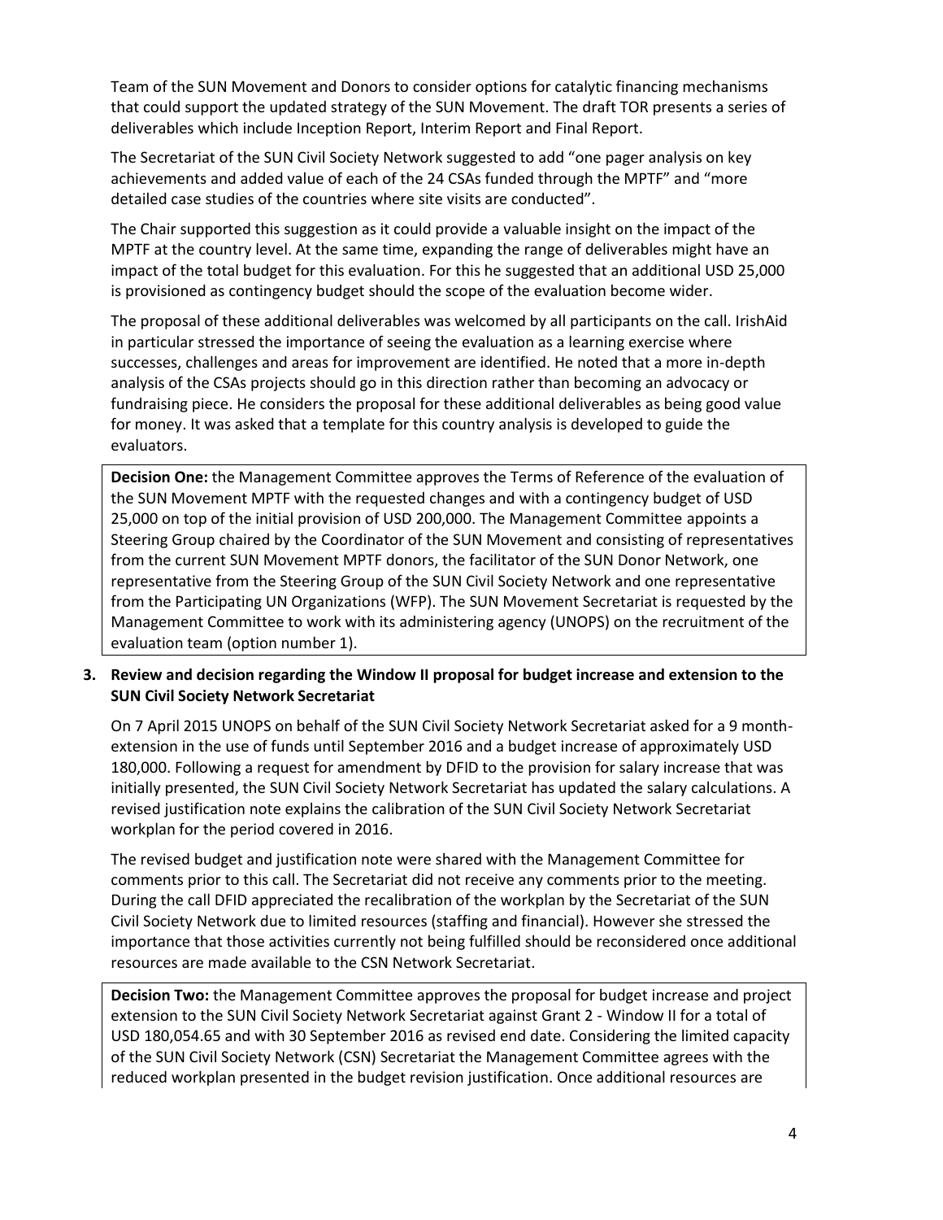Team of the SUN Movement and Donors to consider options for catalytic financing mechanisms that could support the updated strategy of the SUN Movement. The draft TOR presents a series of deliverables which include Inception Report, Interim Report and Final Report.

The Secretariat of the SUN Civil Society Network suggested to add "one pager analysis on key achievements and added value of each of the 24 CSAs funded through the MPTF" and "more detailed case studies of the countries where site visits are conducted".

The Chair supported this suggestion as it could provide a valuable insight on the impact of the MPTF at the country level. At the same time, expanding the range of deliverables might have an impact of the total budget for this evaluation. For this he suggested that an additional USD 25,000 is provisioned as contingency budget should the scope of the evaluation become wider.

The proposal of these additional deliverables was welcomed by all participants on the call. IrishAid in particular stressed the importance of seeing the evaluation as a learning exercise where successes, challenges and areas for improvement are identified. He noted that a more in-depth analysis of the CSAs projects should go in this direction rather than becoming an advocacy or fundraising piece. He considers the proposal for these additional deliverables as being good value for money. It was asked that a template for this country analysis is developed to guide the evaluators.

**Decision One:** the Management Committee approves the Terms of Reference of the evaluation of the SUN Movement MPTF with the requested changes and with a contingency budget of USD 25,000 on top of the initial provision of USD 200,000. The Management Committee appoints a Steering Group chaired by the Coordinator of the SUN Movement and consisting of representatives from the current SUN Movement MPTF donors, the facilitator of the SUN Donor Network, one representative from the Steering Group of the SUN Civil Society Network and one representative from the Participating UN Organizations (WFP). The SUN Movement Secretariat is requested by the Management Committee to work with its administering agency (UNOPS) on the recruitment of the evaluation team (option number 1).

3. **Review and decision regarding the Window II proposal for budget increase and extension to the SUN Civil Society Network Secretariat**

On 7 April 2015 UNOPS on behalf of the SUN Civil Society Network Secretariat asked for a 9 month-extension in the use of funds until September 2016 and a budget increase of approximately USD 180,000. Following a request for amendment by DFID to the provision for salary increase that was initially presented, the SUN Civil Society Network Secretariat has updated the salary calculations. A revised justification note explains the calibration of the SUN Civil Society Network Secretariat workplan for the period covered in 2016.

The revised budget and justification note were shared with the Management Committee for comments prior to this call. The Secretariat did not receive any comments prior to the meeting. During the call DFID appreciated the recalibration of the workplan by the Secretariat of the SUN Civil Society Network due to limited resources (staffing and financial). However she stressed the importance that those activities currently not being fulfilled should be reconsidered once additional resources are made available to the CSN Network Secretariat.

**Decision Two:** the Management Committee approves the proposal for budget increase and project extension to the SUN Civil Society Network Secretariat against Grant 2 - Window II for a total of USD 180,054.65 and with 30 September 2016 as revised end date. Considering the limited capacity of the SUN Civil Society Network (CSN) Secretariat the Management Committee agrees with the reduced workplan presented in the budget revision justification. Once additional resources are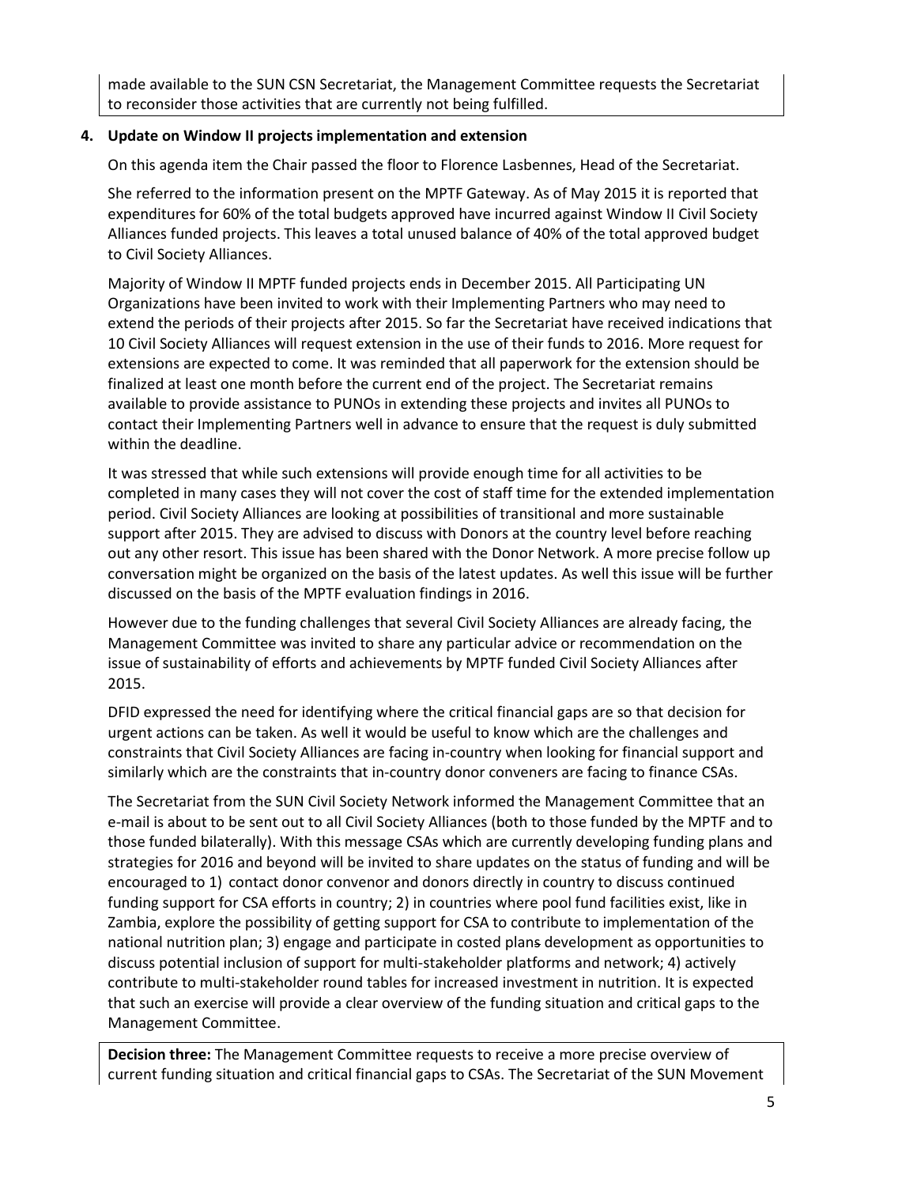made available to the SUN CSN Secretariat, the Management Committee requests the Secretariat to reconsider those activities that are currently not being fulfilled.

**4. Update on Window II projects implementation and extension**

On this agenda item the Chair passed the floor to Florence Lasbennes, Head of the Secretariat.

She referred to the information present on the MPTF Gateway. As of May 2015 it is reported that expenditures for 60% of the total budgets approved have incurred against Window II Civil Society Alliances funded projects. This leaves a total unused balance of 40% of the total approved budget to Civil Society Alliances.

Majority of Window II MPTF funded projects ends in December 2015. All Participating UN Organizations have been invited to work with their Implementing Partners who may need to extend the periods of their projects after 2015. So far the Secretariat have received indications that 10 Civil Society Alliances will request extension in the use of their funds to 2016. More request for extensions are expected to come. It was reminded that all paperwork for the extension should be finalized at least one month before the current end of the project. The Secretariat remains available to provide assistance to PUNOs in extending these projects and invites all PUNOs to contact their Implementing Partners well in advance to ensure that the request is duly submitted within the deadline.

It was stressed that while such extensions will provide enough time for all activities to be completed in many cases they will not cover the cost of staff time for the extended implementation period. Civil Society Alliances are looking at possibilities of transitional and more sustainable support after 2015. They are advised to discuss with Donors at the country level before reaching out any other resort. This issue has been shared with the Donor Network. A more precise follow up conversation might be organized on the basis of the latest updates. As well this issue will be further discussed on the basis of the MPTF evaluation findings in 2016.

However due to the funding challenges that several Civil Society Alliances are already facing, the Management Committee was invited to share any particular advice or recommendation on the issue of sustainability of efforts and achievements by MPTF funded Civil Society Alliances after 2015.

DFID expressed the need for identifying where the critical financial gaps are so that decision for urgent actions can be taken. As well it would be useful to know which are the challenges and constraints that Civil Society Alliances are facing in-country when looking for financial support and similarly which are the constraints that in-country donor conveners are facing to finance CSAs.

The Secretariat from the SUN Civil Society Network informed the Management Committee that an e-mail is about to be sent out to all Civil Society Alliances (both to those funded by the MPTF and to those funded bilaterally). With this message CSAs which are currently developing funding plans and strategies for 2016 and beyond will be invited to share updates on the status of funding and will be encouraged to 1) contact donor convenor and donors directly in country to discuss continued funding support for CSA efforts in country; 2) in countries where pool fund facilities exist, like in Zambia, explore the possibility of getting support for CSA to contribute to implementation of the national nutrition plan; 3) engage and participate in costed plans development as opportunities to discuss potential inclusion of support for multi-stakeholder platforms and network; 4) actively contribute to multi-stakeholder round tables for increased investment in nutrition. It is expected that such an exercise will provide a clear overview of the funding situation and critical gaps to the Management Committee.

**Decision three:** The Management Committee requests to receive a more precise overview of current funding situation and critical financial gaps to CSAs. The Secretariat of the SUN Movement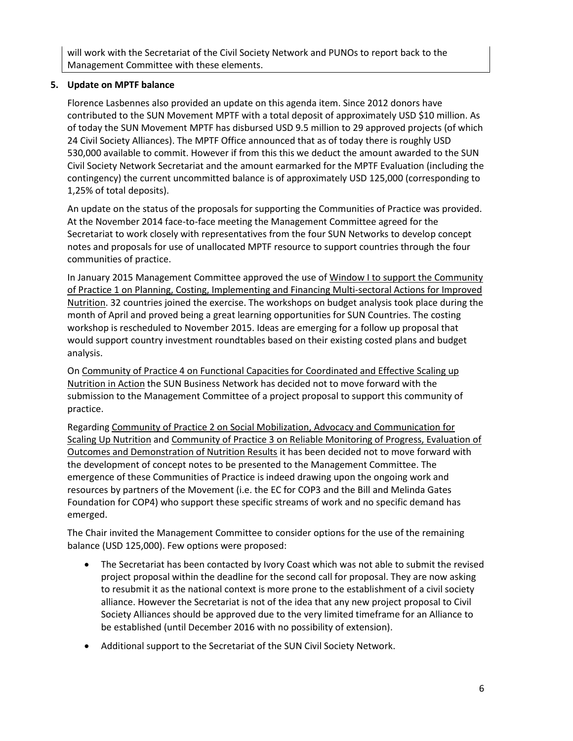will work with the Secretariat of the Civil Society Network and PUNOs to report back to the Management Committee with these elements.

**5. Update on MPTF balance**

Florence Lasbennes also provided an update on this agenda item. Since 2012 donors have contributed to the SUN Movement MPTF with a total deposit of approximately USD $10 million. As of today the SUN Movement MPTF has disbursed USD 9.5 million to 29 approved projects (of which 24 Civil Society Alliances). The MPTF Office announced that as of today there is roughly USD 530,000 available to commit. However if from this this we deduct the amount awarded to the SUN Civil Society Network Secretariat and the amount earmarked for the MPTF Evaluation (including the contingency) the current uncommitted balance is of approximately USD 125,000 (corresponding to 1,25% of total deposits).

An update on the status of the proposals for supporting the Communities of Practice was provided. At the November 2014 face-to-face meeting the Management Committee agreed for the Secretariat to work closely with representatives from the four SUN Networks to develop concept notes and proposals for use of unallocated MPTF resource to support countries through the four communities of practice.

In January 2015 Management Committee approved the use of Window I to support the Community of Practice 1 on Planning, Costing, Implementing and Financing Multi-sectoral Actions for Improved Nutrition. 32 countries joined the exercise. The workshops on budget analysis took place during the month of April and proved being a great learning opportunities for SUN Countries. The costing workshop is rescheduled to November 2015. Ideas are emerging for a follow up proposal that would support country investment roundtables based on their existing costed plans and budget analysis.

On Community of Practice 4 on Functional Capacities for Coordinated and Effective Scaling up Nutrition in Action the SUN Business Network has decided not to move forward with the submission to the Management Committee of a project proposal to support this community of practice.

Regarding Community of Practice 2 on Social Mobilization, Advocacy and Communication for Scaling Up Nutrition and Community of Practice 3 on Reliable Monitoring of Progress, Evaluation of Outcomes and Demonstration of Nutrition Results it has been decided not to move forward with the development of concept notes to be presented to the Management Committee. The emergence of these Communities of Practice is indeed drawing upon the ongoing work and resources by partners of the Movement (i.e. the EC for COP3 and the Bill and Melinda Gates Foundation for COP4) who support these specific streams of work and no specific demand has emerged.

The Chair invited the Management Committee to consider options for the use of the remaining balance (USD 125,000). Few options were proposed:

- The Secretariat has been contacted by Ivory Coast which was not able to submit the revised project proposal within the deadline for the second call for proposal. They are now asking to resubmit it as the national context is more prone to the establishment of a civil society alliance. However the Secretariat is not of the idea that any new project proposal to Civil Society Alliances should be approved due to the very limited timeframe for an Alliance to be established (until December 2016 with no possibility of extension).
- Additional support to the Secretariat of the SUN Civil Society Network.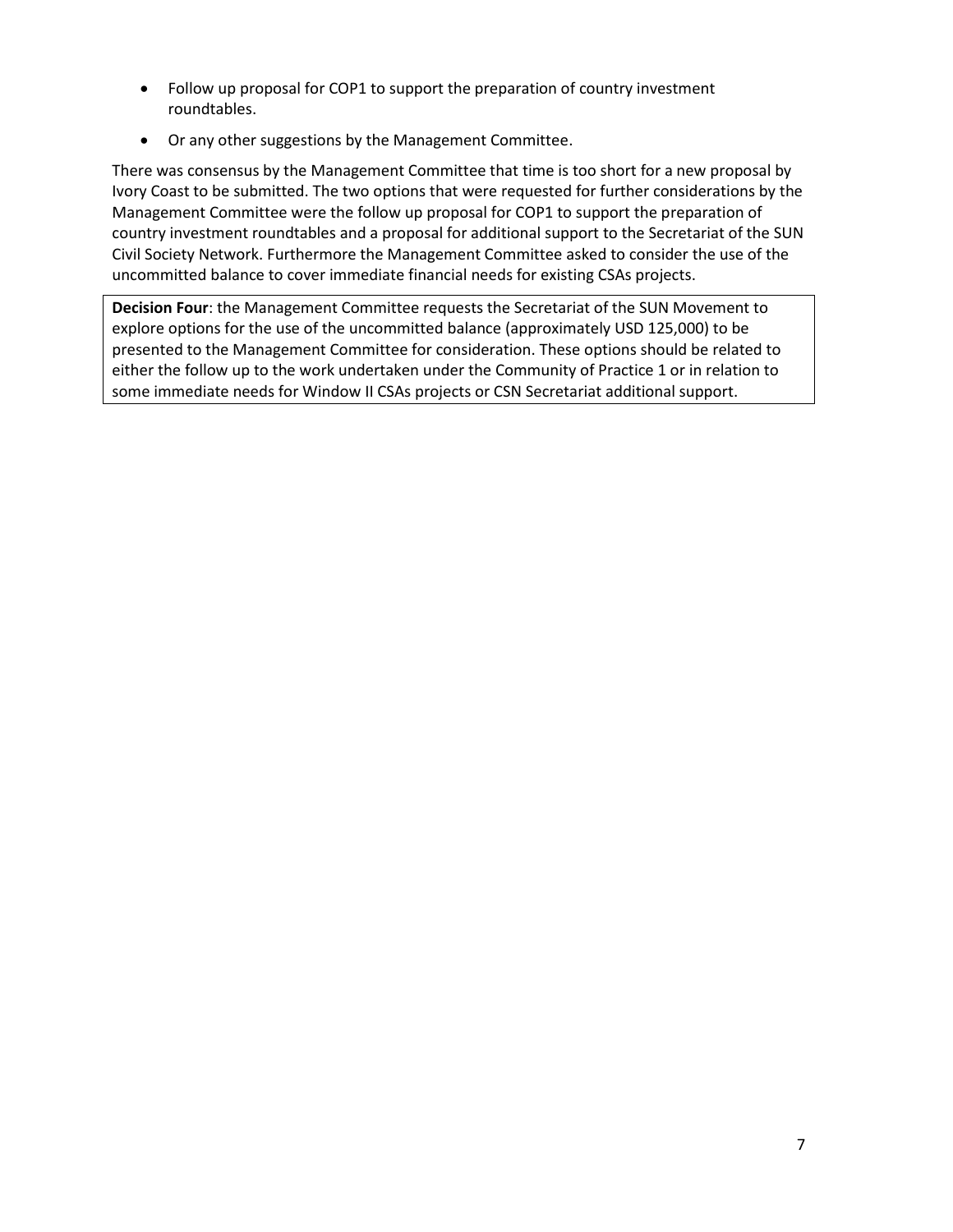- Follow up proposal for COP1 to support the preparation of country investment roundtables.
- Or any other suggestions by the Management Committee.

There was consensus by the Management Committee that time is too short for a new proposal by Ivory Coast to be submitted. The two options that were requested for further considerations by the Management Committee were the follow up proposal for COP1 to support the preparation of country investment roundtables and a proposal for additional support to the Secretariat of the SUN Civil Society Network. Furthermore the Management Committee asked to consider the use of the uncommitted balance to cover immediate financial needs for existing CSAs projects.

**Decision Four**: the Management Committee requests the Secretariat of the SUN Movement to explore options for the use of the uncommitted balance (approximately USD 125,000) to be presented to the Management Committee for consideration. These options should be related to either the follow up to the work undertaken under the Community of Practice 1 or in relation to some immediate needs for Window II CSAs projects or CSN Secretariat additional support.